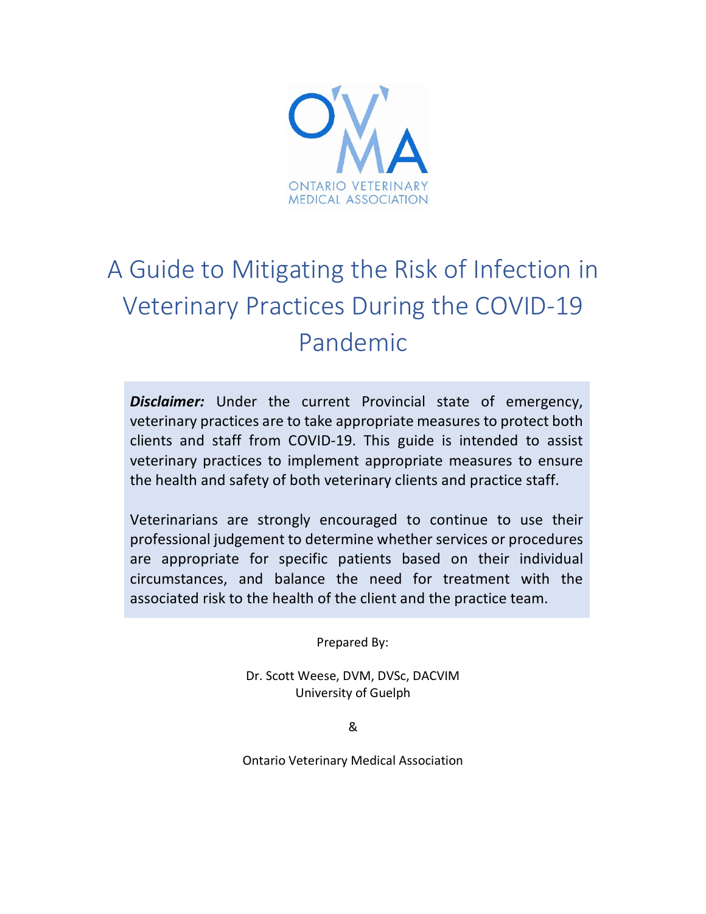OVMA

ONTARIO VETERINARY MEDICAL ASSOCIATION

# A Guide to Mitigating the Risk of Infection in Veterinary Practices During the COVID-19 Pandemic

***Disclaimer:*** Under the current Provincial state of emergency, veterinary practices are to take appropriate measures to protect both clients and staff from COVID-19. This guide is intended to assist veterinary practices to implement appropriate measures to ensure the health and safety of both veterinary clients and practice staff.

Veterinarians are strongly encouraged to continue to use their professional judgement to determine whether services or procedures are appropriate for specific patients based on their individual circumstances, and balance the need for treatment with the associated risk to the health of the client and the practice team.

Prepared By:

Dr. Scott Weese, DVM, DVSc, DACVIM
University of Guelph

&

Ontario Veterinary Medical Association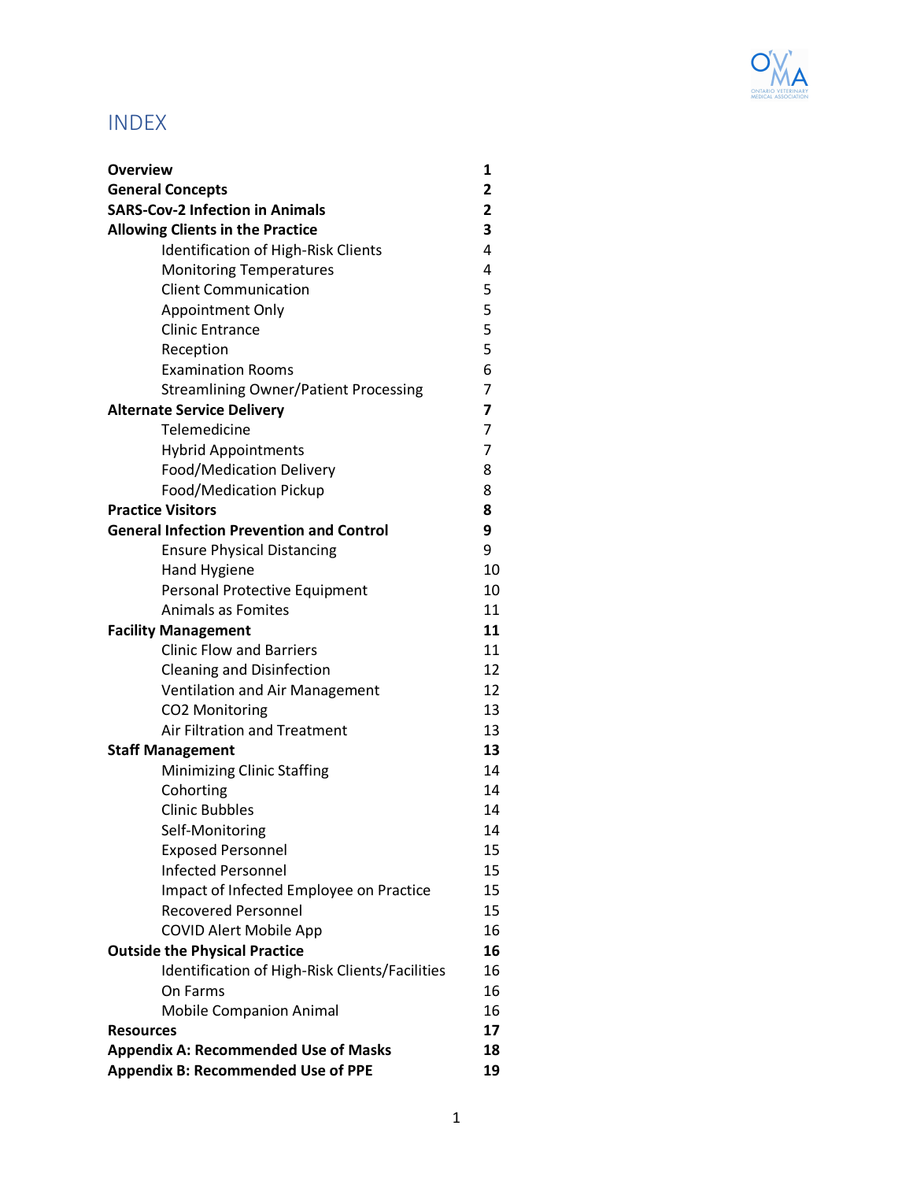# INDEX

| | |
|---|---|
| **Overview** | **1** |
| **General Concepts** | **2** |
| **SARS-Cov-2 Infection in Animals** | **2** |
| **Allowing Clients in the Practice** | **3** |
| Identification of High-Risk Clients | 4 |
| Monitoring Temperatures | 4 |
| Client Communication | 5 |
| Appointment Only | 5 |
| Clinic Entrance | 5 |
| Reception | 5 |
| Examination Rooms | 6 |
| Streamlining Owner/Patient Processing | 7 |
| **Alternate Service Delivery** | **7** |
| Telemedicine | 7 |
| Hybrid Appointments | 7 |
| Food/Medication Delivery | 8 |
| Food/Medication Pickup | 8 |
| **Practice Visitors** | **8** |
| **General Infection Prevention and Control** | **9** |
| Ensure Physical Distancing | 9 |
| Hand Hygiene | 10 |
| Personal Protective Equipment | 10 |
| Animals as Fomites | 11 |
| **Facility Management** | **11** |
| Clinic Flow and Barriers | 11 |
| Cleaning and Disinfection | 12 |
| Ventilation and Air Management | 12 |
| CO2 Monitoring | 13 |
| Air Filtration and Treatment | 13 |
| **Staff Management** | **13** |
| Minimizing Clinic Staffing | 14 |
| Cohorting | 14 |
| Clinic Bubbles | 14 |
| Self-Monitoring | 14 |
| Exposed Personnel | 15 |
| Infected Personnel | 15 |
| Impact of Infected Employee on Practice | 15 |
| Recovered Personnel | 15 |
| COVID Alert Mobile App | 16 |
| **Outside the Physical Practice** | **16** |
| Identification of High-Risk Clients/Facilities | 16 |
| On Farms | 16 |
| Mobile Companion Animal | 16 |
| **Resources** | **17** |
| **Appendix A: Recommended Use of Masks** | **18** |
| **Appendix B: Recommended Use of PPE** | **19** |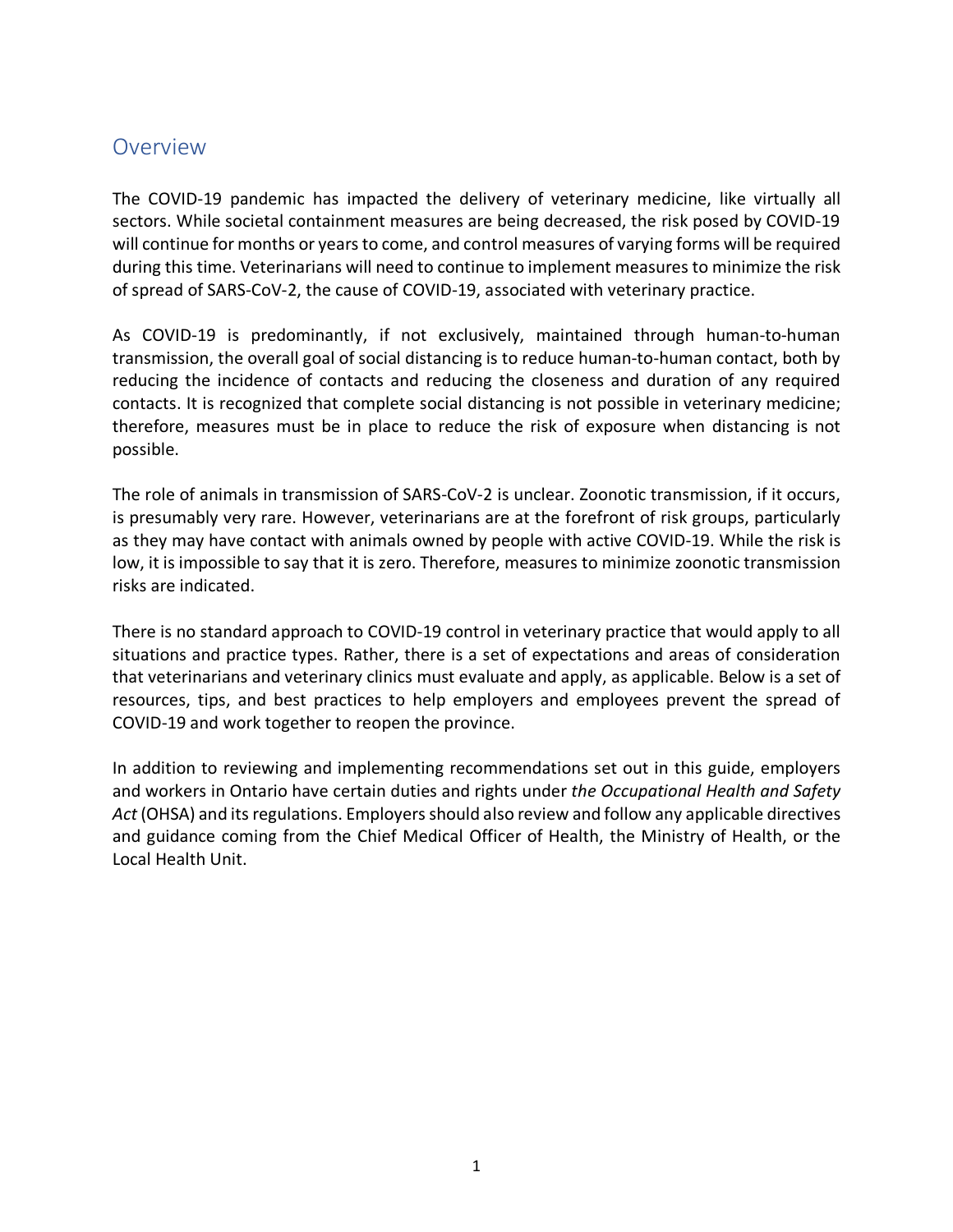## Overview

The COVID-19 pandemic has impacted the delivery of veterinary medicine, like virtually all sectors. While societal containment measures are being decreased, the risk posed by COVID-19 will continue for months or years to come, and control measures of varying forms will be required during this time. Veterinarians will need to continue to implement measures to minimize the risk of spread of SARS-CoV-2, the cause of COVID-19, associated with veterinary practice.

As COVID-19 is predominantly, if not exclusively, maintained through human-to-human transmission, the overall goal of social distancing is to reduce human-to-human contact, both by reducing the incidence of contacts and reducing the closeness and duration of any required contacts. It is recognized that complete social distancing is not possible in veterinary medicine; therefore, measures must be in place to reduce the risk of exposure when distancing is not possible.

The role of animals in transmission of SARS-CoV-2 is unclear. Zoonotic transmission, if it occurs, is presumably very rare. However, veterinarians are at the forefront of risk groups, particularly as they may have contact with animals owned by people with active COVID-19. While the risk is low, it is impossible to say that it is zero. Therefore, measures to minimize zoonotic transmission risks are indicated.

There is no standard approach to COVID-19 control in veterinary practice that would apply to all situations and practice types. Rather, there is a set of expectations and areas of consideration that veterinarians and veterinary clinics must evaluate and apply, as applicable. Below is a set of resources, tips, and best practices to help employers and employees prevent the spread of COVID-19 and work together to reopen the province.

In addition to reviewing and implementing recommendations set out in this guide, employers and workers in Ontario have certain duties and rights under *the Occupational Health and Safety Act* (OHSA) and its regulations. Employers should also review and follow any applicable directives and guidance coming from the Chief Medical Officer of Health, the Ministry of Health, or the Local Health Unit.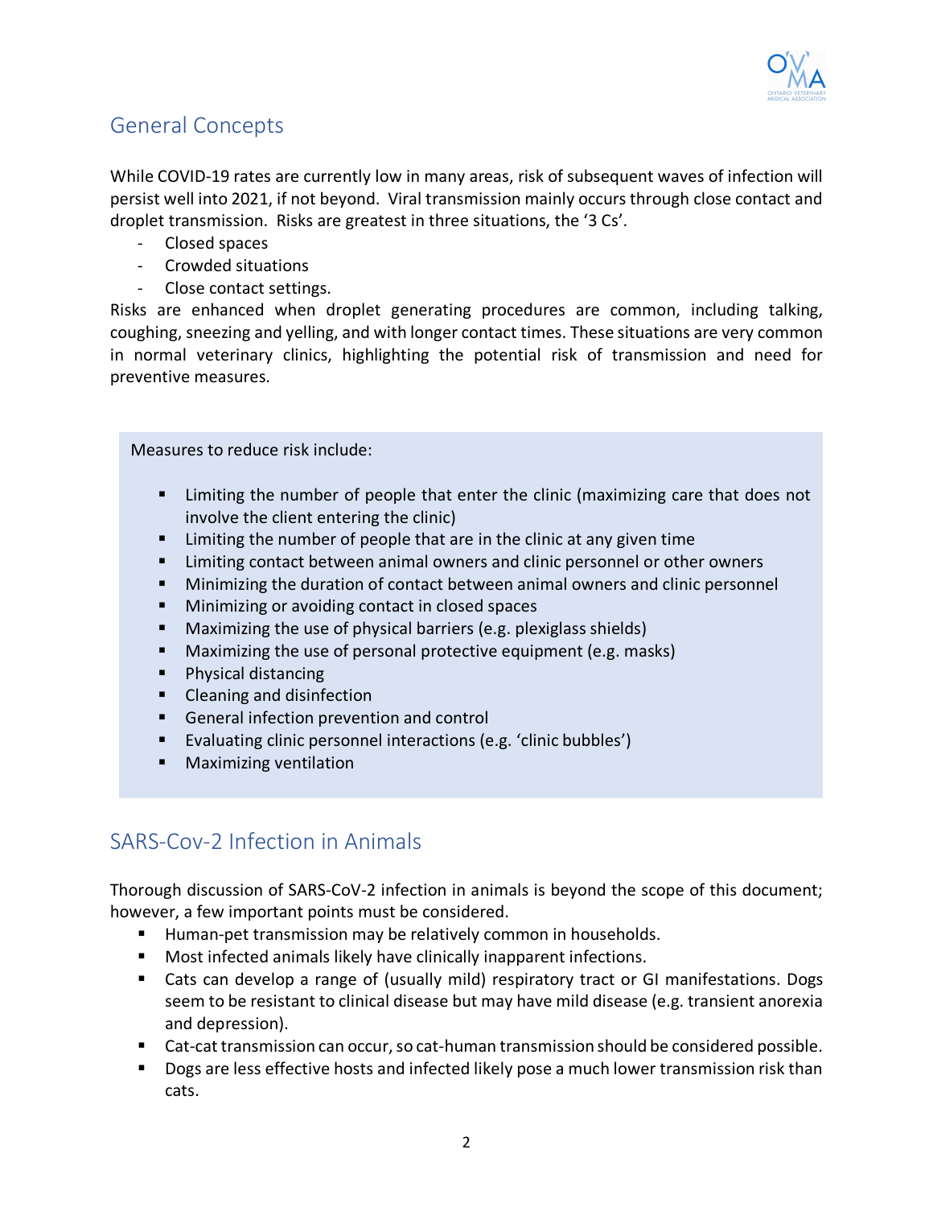## General Concepts

While COVID-19 rates are currently low in many areas, risk of subsequent waves of infection will persist well into 2021, if not beyond. Viral transmission mainly occurs through close contact and droplet transmission. Risks are greatest in three situations, the '3 Cs'.

- Closed spaces
- Crowded situations
- Close contact settings.

Risks are enhanced when droplet generating procedures are common, including talking, coughing, sneezing and yelling, and with longer contact times. These situations are very common in normal veterinary clinics, highlighting the potential risk of transmission and need for preventive measures.

> Measures to reduce risk include:
>
> - Limiting the number of people that enter the clinic (maximizing care that does not involve the client entering the clinic)
> - Limiting the number of people that are in the clinic at any given time
> - Limiting contact between animal owners and clinic personnel or other owners
> - Minimizing the duration of contact between animal owners and clinic personnel
> - Minimizing or avoiding contact in closed spaces
> - Maximizing the use of physical barriers (e.g. plexiglass shields)
> - Maximizing the use of personal protective equipment (e.g. masks)
> - Physical distancing
> - Cleaning and disinfection
> - General infection prevention and control
> - Evaluating clinic personnel interactions (e.g. 'clinic bubbles')
> - Maximizing ventilation

## SARS-Cov-2 Infection in Animals

Thorough discussion of SARS-CoV-2 infection in animals is beyond the scope of this document; however, a few important points must be considered.

- Human-pet transmission may be relatively common in households.
- Most infected animals likely have clinically inapparent infections.
- Cats can develop a range of (usually mild) respiratory tract or GI manifestations. Dogs seem to be resistant to clinical disease but may have mild disease (e.g. transient anorexia and depression).
- Cat-cat transmission can occur, so cat-human transmission should be considered possible.
- Dogs are less effective hosts and infected likely pose a much lower transmission risk than cats.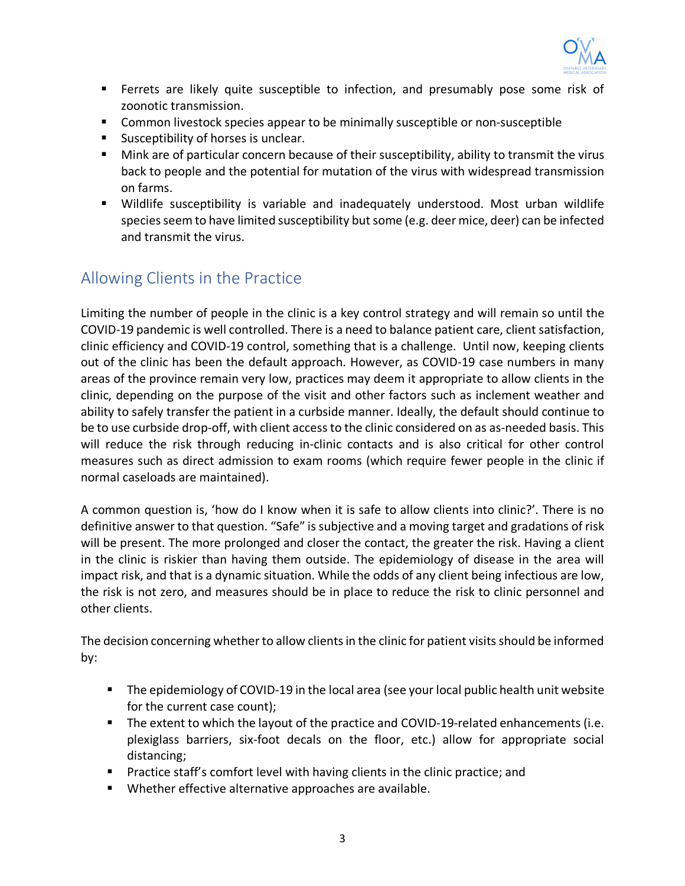- Ferrets are likely quite susceptible to infection, and presumably pose some risk of zoonotic transmission.
- Common livestock species appear to be minimally susceptible or non-susceptible
- Susceptibility of horses is unclear.
- Mink are of particular concern because of their susceptibility, ability to transmit the virus back to people and the potential for mutation of the virus with widespread transmission on farms.
- Wildlife susceptibility is variable and inadequately understood. Most urban wildlife species seem to have limited susceptibility but some (e.g. deer mice, deer) can be infected and transmit the virus.

## Allowing Clients in the Practice

Limiting the number of people in the clinic is a key control strategy and will remain so until the COVID-19 pandemic is well controlled. There is a need to balance patient care, client satisfaction, clinic efficiency and COVID-19 control, something that is a challenge. Until now, keeping clients out of the clinic has been the default approach. However, as COVID-19 case numbers in many areas of the province remain very low, practices may deem it appropriate to allow clients in the clinic, depending on the purpose of the visit and other factors such as inclement weather and ability to safely transfer the patient in a curbside manner. Ideally, the default should continue to be to use curbside drop-off, with client access to the clinic considered on as-needed basis. This will reduce the risk through reducing in-clinic contacts and is also critical for other control measures such as direct admission to exam rooms (which require fewer people in the clinic if normal caseloads are maintained).

A common question is, 'how do I know when it is safe to allow clients into clinic?'. There is no definitive answer to that question. "Safe" is subjective and a moving target and gradations of risk will be present. The more prolonged and closer the contact, the greater the risk. Having a client in the clinic is riskier than having them outside. The epidemiology of disease in the area will impact risk, and that is a dynamic situation. While the odds of any client being infectious are low, the risk is not zero, and measures should be in place to reduce the risk to clinic personnel and other clients.

The decision concerning whether to allow clients in the clinic for patient visits should be informed by:

- The epidemiology of COVID-19 in the local area (see your local public health unit website for the current case count);
- The extent to which the layout of the practice and COVID-19-related enhancements (i.e. plexiglass barriers, six-foot decals on the floor, etc.) allow for appropriate social distancing;
- Practice staff's comfort level with having clients in the clinic practice; and
- Whether effective alternative approaches are available.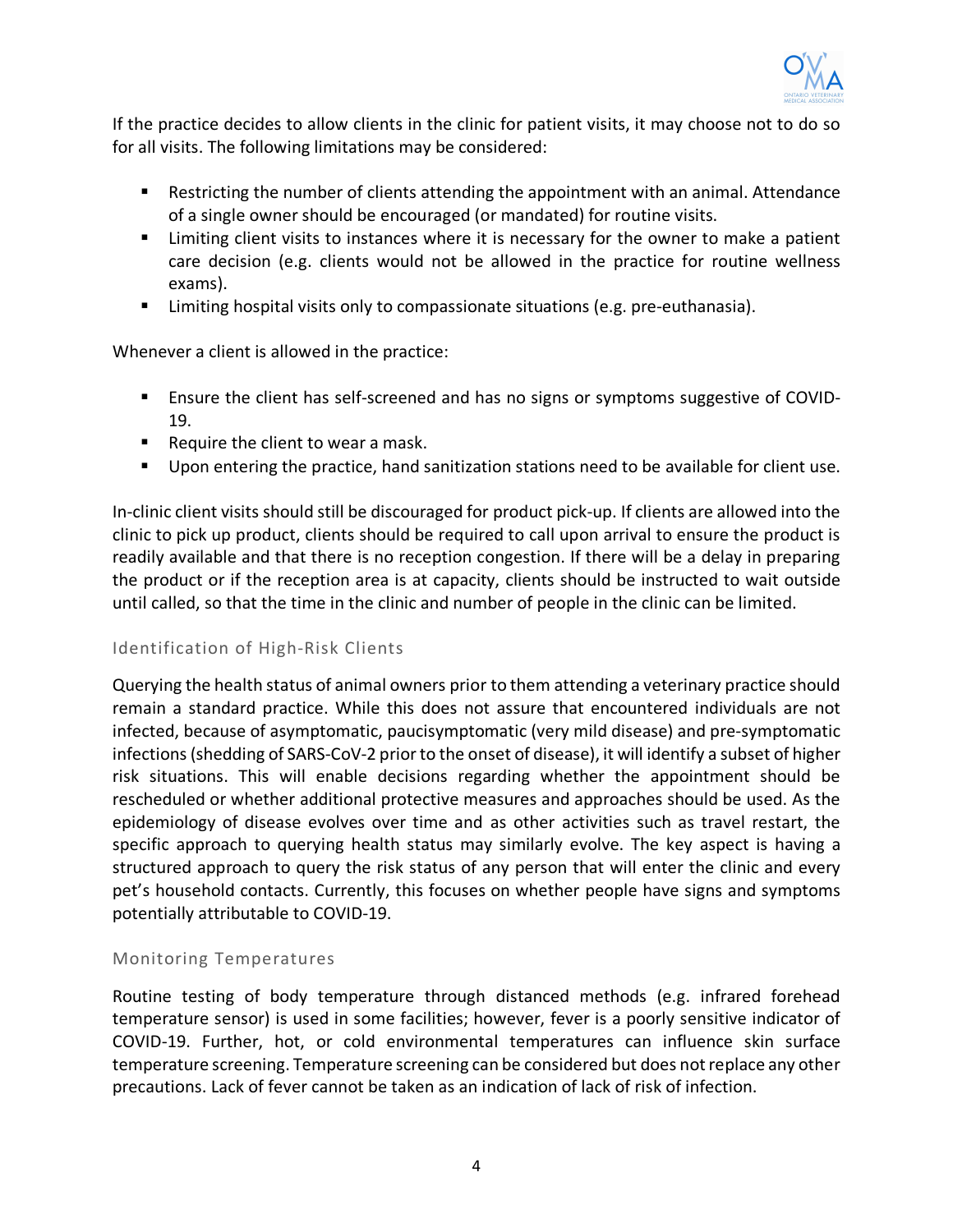If the practice decides to allow clients in the clinic for patient visits, it may choose not to do so for all visits. The following limitations may be considered:

- Restricting the number of clients attending the appointment with an animal. Attendance of a single owner should be encouraged (or mandated) for routine visits.
- Limiting client visits to instances where it is necessary for the owner to make a patient care decision (e.g. clients would not be allowed in the practice for routine wellness exams).
- Limiting hospital visits only to compassionate situations (e.g. pre-euthanasia).

Whenever a client is allowed in the practice:

- Ensure the client has self-screened and has no signs or symptoms suggestive of COVID-19.
- Require the client to wear a mask.
- Upon entering the practice, hand sanitization stations need to be available for client use.

In-clinic client visits should still be discouraged for product pick-up. If clients are allowed into the clinic to pick up product, clients should be required to call upon arrival to ensure the product is readily available and that there is no reception congestion. If there will be a delay in preparing the product or if the reception area is at capacity, clients should be instructed to wait outside until called, so that the time in the clinic and number of people in the clinic can be limited.

### Identification of High-Risk Clients

Querying the health status of animal owners prior to them attending a veterinary practice should remain a standard practice. While this does not assure that encountered individuals are not infected, because of asymptomatic, paucisymptomatic (very mild disease) and pre-symptomatic infections (shedding of SARS-CoV-2 prior to the onset of disease), it will identify a subset of higher risk situations. This will enable decisions regarding whether the appointment should be rescheduled or whether additional protective measures and approaches should be used. As the epidemiology of disease evolves over time and as other activities such as travel restart, the specific approach to querying health status may similarly evolve. The key aspect is having a structured approach to query the risk status of any person that will enter the clinic and every pet's household contacts. Currently, this focuses on whether people have signs and symptoms potentially attributable to COVID-19.

### Monitoring Temperatures

Routine testing of body temperature through distanced methods (e.g. infrared forehead temperature sensor) is used in some facilities; however, fever is a poorly sensitive indicator of COVID-19. Further, hot, or cold environmental temperatures can influence skin surface temperature screening. Temperature screening can be considered but does not replace any other precautions. Lack of fever cannot be taken as an indication of lack of risk of infection.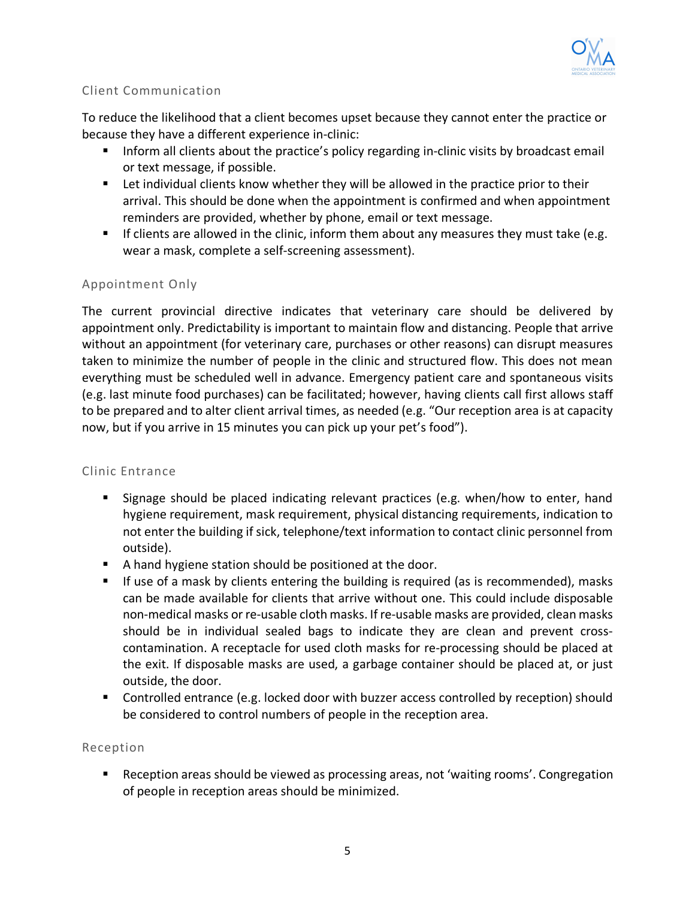## Client Communication

To reduce the likelihood that a client becomes upset because they cannot enter the practice or because they have a different experience in-clinic:

- Inform all clients about the practice's policy regarding in-clinic visits by broadcast email or text message, if possible.
- Let individual clients know whether they will be allowed in the practice prior to their arrival. This should be done when the appointment is confirmed and when appointment reminders are provided, whether by phone, email or text message.
- If clients are allowed in the clinic, inform them about any measures they must take (e.g. wear a mask, complete a self-screening assessment).

## Appointment Only

The current provincial directive indicates that veterinary care should be delivered by appointment only. Predictability is important to maintain flow and distancing. People that arrive without an appointment (for veterinary care, purchases or other reasons) can disrupt measures taken to minimize the number of people in the clinic and structured flow. This does not mean everything must be scheduled well in advance. Emergency patient care and spontaneous visits (e.g. last minute food purchases) can be facilitated; however, having clients call first allows staff to be prepared and to alter client arrival times, as needed (e.g. "Our reception area is at capacity now, but if you arrive in 15 minutes you can pick up your pet's food").

## Clinic Entrance

- Signage should be placed indicating relevant practices (e.g. when/how to enter, hand hygiene requirement, mask requirement, physical distancing requirements, indication to not enter the building if sick, telephone/text information to contact clinic personnel from outside).
- A hand hygiene station should be positioned at the door.
- If use of a mask by clients entering the building is required (as is recommended), masks can be made available for clients that arrive without one. This could include disposable non-medical masks or re-usable cloth masks. If re-usable masks are provided, clean masks should be in individual sealed bags to indicate they are clean and prevent cross-contamination. A receptacle for used cloth masks for re-processing should be placed at the exit. If disposable masks are used, a garbage container should be placed at, or just outside, the door.
- Controlled entrance (e.g. locked door with buzzer access controlled by reception) should be considered to control numbers of people in the reception area.

## Reception

- Reception areas should be viewed as processing areas, not 'waiting rooms'. Congregation of people in reception areas should be minimized.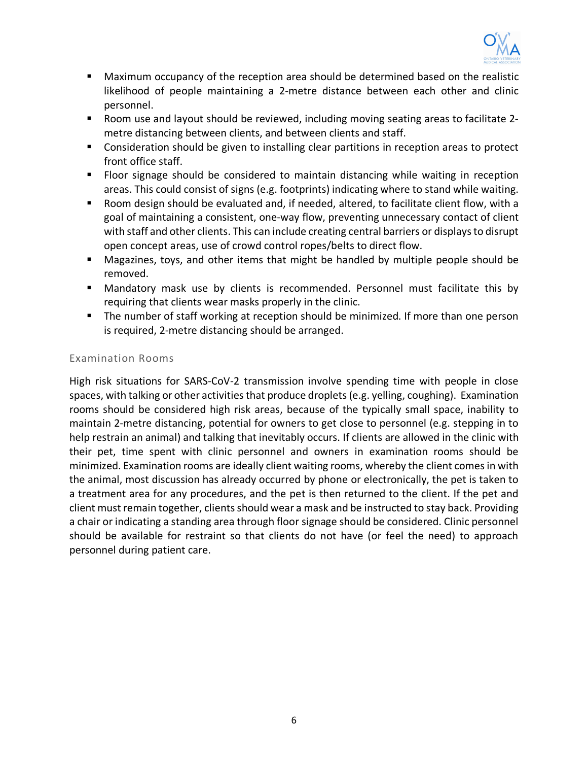- Maximum occupancy of the reception area should be determined based on the realistic likelihood of people maintaining a 2-metre distance between each other and clinic personnel.
- Room use and layout should be reviewed, including moving seating areas to facilitate 2-metre distancing between clients, and between clients and staff.
- Consideration should be given to installing clear partitions in reception areas to protect front office staff.
- Floor signage should be considered to maintain distancing while waiting in reception areas. This could consist of signs (e.g. footprints) indicating where to stand while waiting.
- Room design should be evaluated and, if needed, altered, to facilitate client flow, with a goal of maintaining a consistent, one-way flow, preventing unnecessary contact of client with staff and other clients. This can include creating central barriers or displays to disrupt open concept areas, use of crowd control ropes/belts to direct flow.
- Magazines, toys, and other items that might be handled by multiple people should be removed.
- Mandatory mask use by clients is recommended. Personnel must facilitate this by requiring that clients wear masks properly in the clinic.
- The number of staff working at reception should be minimized. If more than one person is required, 2-metre distancing should be arranged.

### Examination Rooms

High risk situations for SARS-CoV-2 transmission involve spending time with people in close spaces, with talking or other activities that produce droplets (e.g. yelling, coughing). Examination rooms should be considered high risk areas, because of the typically small space, inability to maintain 2-metre distancing, potential for owners to get close to personnel (e.g. stepping in to help restrain an animal) and talking that inevitably occurs. If clients are allowed in the clinic with their pet, time spent with clinic personnel and owners in examination rooms should be minimized. Examination rooms are ideally client waiting rooms, whereby the client comes in with the animal, most discussion has already occurred by phone or electronically, the pet is taken to a treatment area for any procedures, and the pet is then returned to the client. If the pet and client must remain together, clients should wear a mask and be instructed to stay back. Providing a chair or indicating a standing area through floor signage should be considered. Clinic personnel should be available for restraint so that clients do not have (or feel the need) to approach personnel during patient care.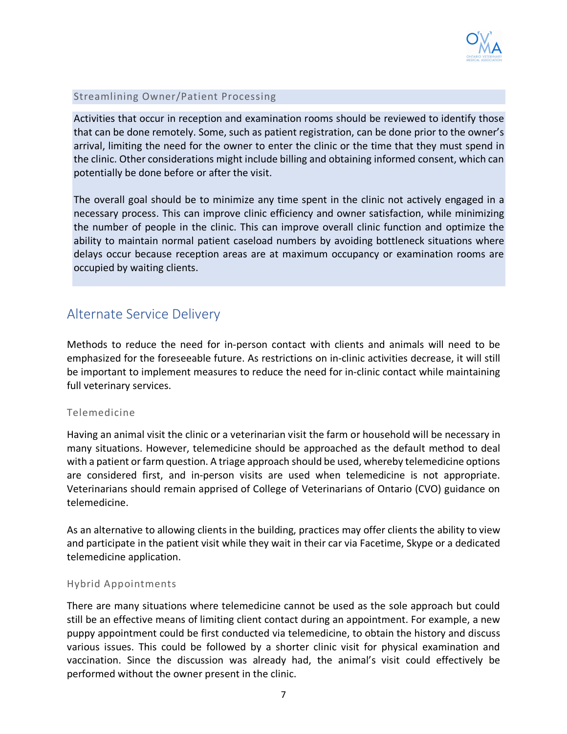### Streamlining Owner/Patient Processing

Activities that occur in reception and examination rooms should be reviewed to identify those that can be done remotely. Some, such as patient registration, can be done prior to the owner's arrival, limiting the need for the owner to enter the clinic or the time that they must spend in the clinic. Other considerations might include billing and obtaining informed consent, which can potentially be done before or after the visit.

The overall goal should be to minimize any time spent in the clinic not actively engaged in a necessary process. This can improve clinic efficiency and owner satisfaction, while minimizing the number of people in the clinic. This can improve overall clinic function and optimize the ability to maintain normal patient caseload numbers by avoiding bottleneck situations where delays occur because reception areas are at maximum occupancy or examination rooms are occupied by waiting clients.

## Alternate Service Delivery

Methods to reduce the need for in-person contact with clients and animals will need to be emphasized for the foreseeable future. As restrictions on in-clinic activities decrease, it will still be important to implement measures to reduce the need for in-clinic contact while maintaining full veterinary services.

### Telemedicine

Having an animal visit the clinic or a veterinarian visit the farm or household will be necessary in many situations. However, telemedicine should be approached as the default method to deal with a patient or farm question. A triage approach should be used, whereby telemedicine options are considered first, and in-person visits are used when telemedicine is not appropriate. Veterinarians should remain apprised of College of Veterinarians of Ontario (CVO) guidance on telemedicine.

As an alternative to allowing clients in the building, practices may offer clients the ability to view and participate in the patient visit while they wait in their car via Facetime, Skype or a dedicated telemedicine application.

### Hybrid Appointments

There are many situations where telemedicine cannot be used as the sole approach but could still be an effective means of limiting client contact during an appointment. For example, a new puppy appointment could be first conducted via telemedicine, to obtain the history and discuss various issues. This could be followed by a shorter clinic visit for physical examination and vaccination. Since the discussion was already had, the animal's visit could effectively be performed without the owner present in the clinic.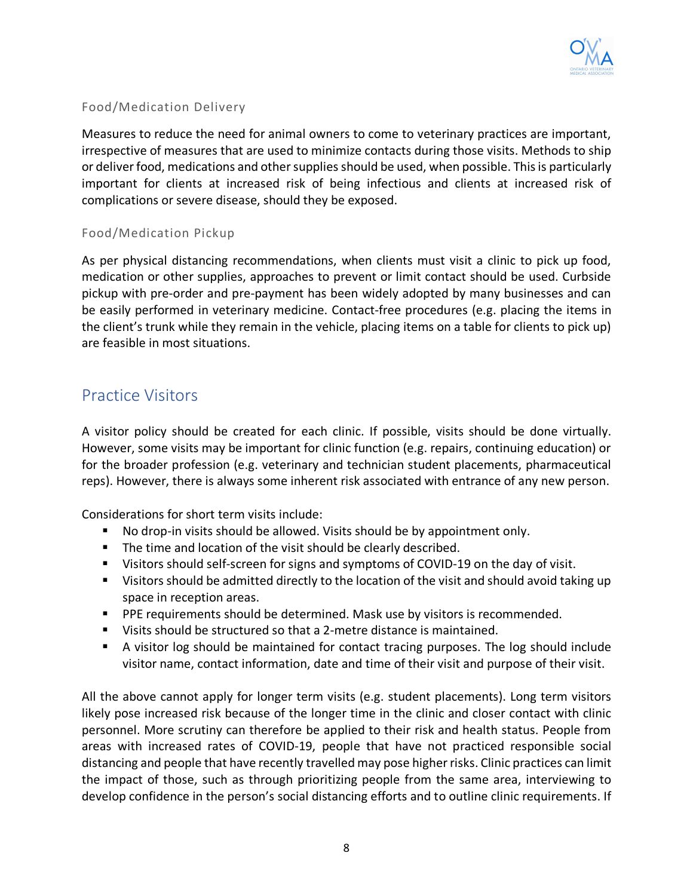### Food/Medication Delivery

Measures to reduce the need for animal owners to come to veterinary practices are important, irrespective of measures that are used to minimize contacts during those visits. Methods to ship or deliver food, medications and other supplies should be used, when possible. This is particularly important for clients at increased risk of being infectious and clients at increased risk of complications or severe disease, should they be exposed.

### Food/Medication Pickup

As per physical distancing recommendations, when clients must visit a clinic to pick up food, medication or other supplies, approaches to prevent or limit contact should be used. Curbside pickup with pre-order and pre-payment has been widely adopted by many businesses and can be easily performed in veterinary medicine. Contact-free procedures (e.g. placing the items in the client's trunk while they remain in the vehicle, placing items on a table for clients to pick up) are feasible in most situations.

## Practice Visitors

A visitor policy should be created for each clinic. If possible, visits should be done virtually. However, some visits may be important for clinic function (e.g. repairs, continuing education) or for the broader profession (e.g. veterinary and technician student placements, pharmaceutical reps). However, there is always some inherent risk associated with entrance of any new person.

Considerations for short term visits include:

- No drop-in visits should be allowed. Visits should be by appointment only.
- The time and location of the visit should be clearly described.
- Visitors should self-screen for signs and symptoms of COVID-19 on the day of visit.
- Visitors should be admitted directly to the location of the visit and should avoid taking up space in reception areas.
- PPE requirements should be determined. Mask use by visitors is recommended.
- Visits should be structured so that a 2-metre distance is maintained.
- A visitor log should be maintained for contact tracing purposes. The log should include visitor name, contact information, date and time of their visit and purpose of their visit.

All the above cannot apply for longer term visits (e.g. student placements). Long term visitors likely pose increased risk because of the longer time in the clinic and closer contact with clinic personnel. More scrutiny can therefore be applied to their risk and health status. People from areas with increased rates of COVID-19, people that have not practiced responsible social distancing and people that have recently travelled may pose higher risks. Clinic practices can limit the impact of those, such as through prioritizing people from the same area, interviewing to develop confidence in the person's social distancing efforts and to outline clinic requirements. If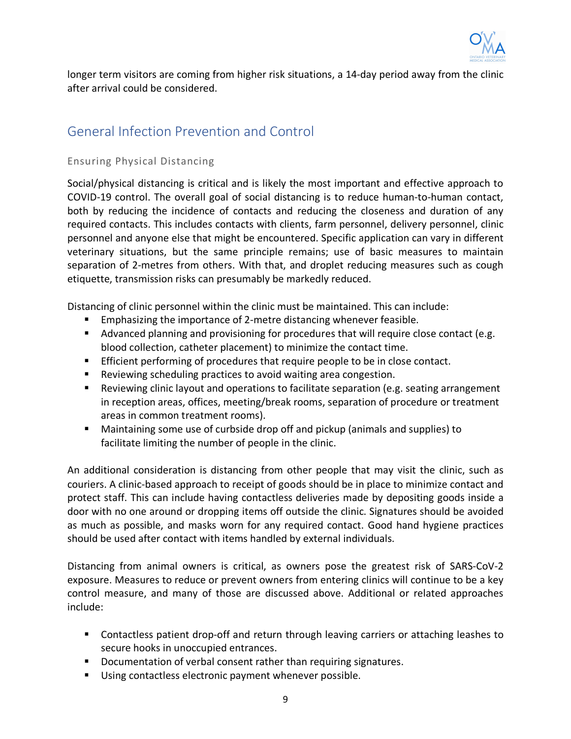longer term visitors are coming from higher risk situations, a 14-day period away from the clinic after arrival could be considered.

## General Infection Prevention and Control

### Ensuring Physical Distancing

Social/physical distancing is critical and is likely the most important and effective approach to COVID-19 control. The overall goal of social distancing is to reduce human-to-human contact, both by reducing the incidence of contacts and reducing the closeness and duration of any required contacts. This includes contacts with clients, farm personnel, delivery personnel, clinic personnel and anyone else that might be encountered. Specific application can vary in different veterinary situations, but the same principle remains; use of basic measures to maintain separation of 2-metres from others. With that, and droplet reducing measures such as cough etiquette, transmission risks can presumably be markedly reduced.

Distancing of clinic personnel within the clinic must be maintained. This can include:

- Emphasizing the importance of 2-metre distancing whenever feasible.
- Advanced planning and provisioning for procedures that will require close contact (e.g. blood collection, catheter placement) to minimize the contact time.
- Efficient performing of procedures that require people to be in close contact.
- Reviewing scheduling practices to avoid waiting area congestion.
- Reviewing clinic layout and operations to facilitate separation (e.g. seating arrangement in reception areas, offices, meeting/break rooms, separation of procedure or treatment areas in common treatment rooms).
- Maintaining some use of curbside drop off and pickup (animals and supplies) to facilitate limiting the number of people in the clinic.

An additional consideration is distancing from other people that may visit the clinic, such as couriers. A clinic-based approach to receipt of goods should be in place to minimize contact and protect staff. This can include having contactless deliveries made by depositing goods inside a door with no one around or dropping items off outside the clinic. Signatures should be avoided as much as possible, and masks worn for any required contact. Good hand hygiene practices should be used after contact with items handled by external individuals.

Distancing from animal owners is critical, as owners pose the greatest risk of SARS-CoV-2 exposure. Measures to reduce or prevent owners from entering clinics will continue to be a key control measure, and many of those are discussed above. Additional or related approaches include:

- Contactless patient drop-off and return through leaving carriers or attaching leashes to secure hooks in unoccupied entrances.
- Documentation of verbal consent rather than requiring signatures.
- Using contactless electronic payment whenever possible.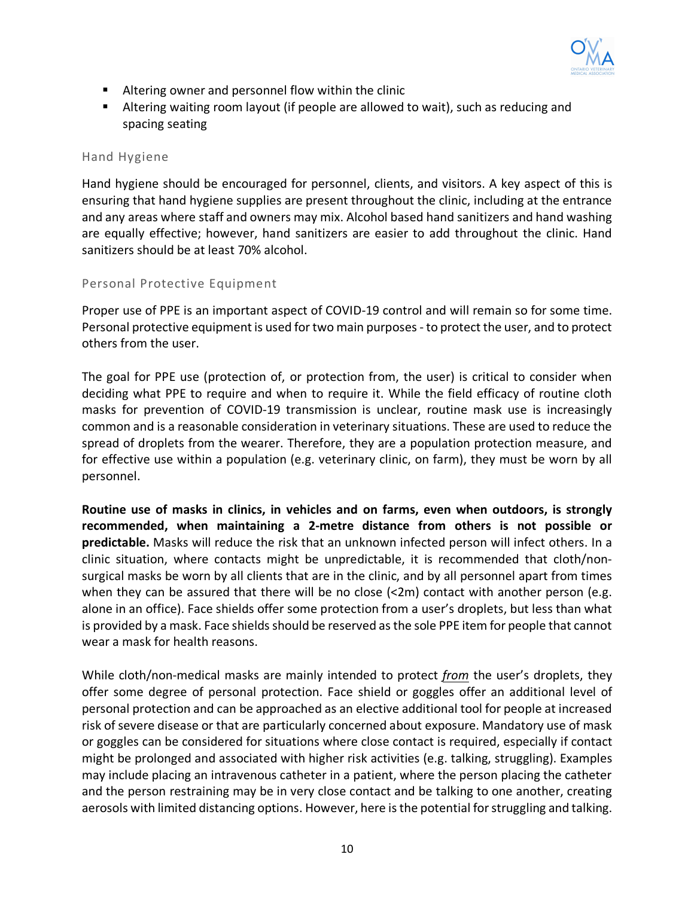- Altering owner and personnel flow within the clinic
- Altering waiting room layout (if people are allowed to wait), such as reducing and spacing seating

### Hand Hygiene

Hand hygiene should be encouraged for personnel, clients, and visitors. A key aspect of this is ensuring that hand hygiene supplies are present throughout the clinic, including at the entrance and any areas where staff and owners may mix. Alcohol based hand sanitizers and hand washing are equally effective; however, hand sanitizers are easier to add throughout the clinic. Hand sanitizers should be at least 70% alcohol.

### Personal Protective Equipment

Proper use of PPE is an important aspect of COVID-19 control and will remain so for some time. Personal protective equipment is used for two main purposes - to protect the user, and to protect others from the user.

The goal for PPE use (protection of, or protection from, the user) is critical to consider when deciding what PPE to require and when to require it. While the field efficacy of routine cloth masks for prevention of COVID-19 transmission is unclear, routine mask use is increasingly common and is a reasonable consideration in veterinary situations. These are used to reduce the spread of droplets from the wearer. Therefore, they are a population protection measure, and for effective use within a population (e.g. veterinary clinic, on farm), they must be worn by all personnel.

**Routine use of masks in clinics, in vehicles and on farms, even when outdoors, is strongly recommended, when maintaining a 2-metre distance from others is not possible or predictable.** Masks will reduce the risk that an unknown infected person will infect others. In a clinic situation, where contacts might be unpredictable, it is recommended that cloth/non-surgical masks be worn by all clients that are in the clinic, and by all personnel apart from times when they can be assured that there will be no close (<2m) contact with another person (e.g. alone in an office). Face shields offer some protection from a user's droplets, but less than what is provided by a mask. Face shields should be reserved as the sole PPE item for people that cannot wear a mask for health reasons.

While cloth/non-medical masks are mainly intended to protect ***from*** the user's droplets, they offer some degree of personal protection. Face shield or goggles offer an additional level of personal protection and can be approached as an elective additional tool for people at increased risk of severe disease or that are particularly concerned about exposure. Mandatory use of mask or goggles can be considered for situations where close contact is required, especially if contact might be prolonged and associated with higher risk activities (e.g. talking, struggling). Examples may include placing an intravenous catheter in a patient, where the person placing the catheter and the person restraining may be in very close contact and be talking to one another, creating aerosols with limited distancing options. However, here is the potential for struggling and talking.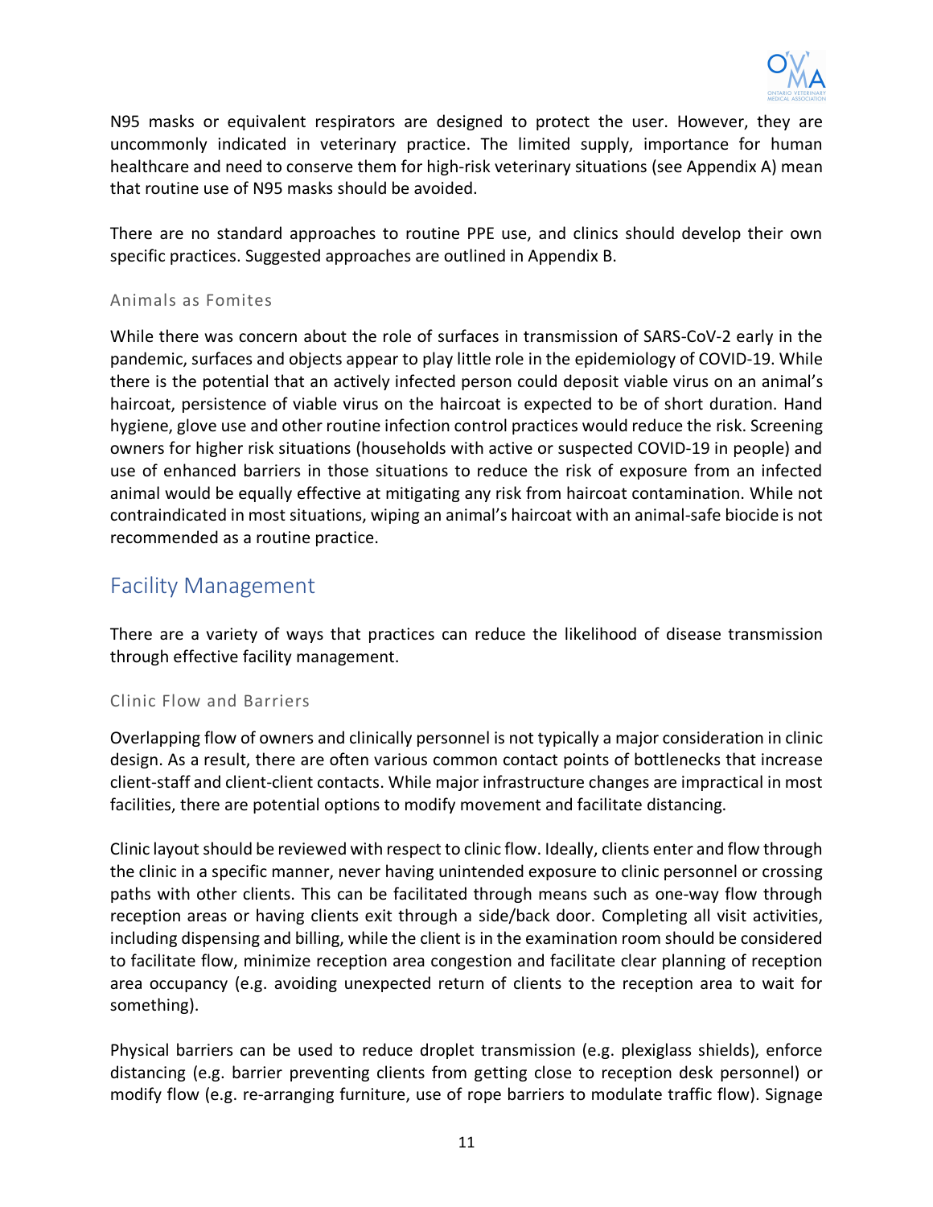N95 masks or equivalent respirators are designed to protect the user. However, they are uncommonly indicated in veterinary practice. The limited supply, importance for human healthcare and need to conserve them for high-risk veterinary situations (see Appendix A) mean that routine use of N95 masks should be avoided.

There are no standard approaches to routine PPE use, and clinics should develop their own specific practices. Suggested approaches are outlined in Appendix B.

### Animals as Fomites

While there was concern about the role of surfaces in transmission of SARS-CoV-2 early in the pandemic, surfaces and objects appear to play little role in the epidemiology of COVID-19. While there is the potential that an actively infected person could deposit viable virus on an animal's haircoat, persistence of viable virus on the haircoat is expected to be of short duration. Hand hygiene, glove use and other routine infection control practices would reduce the risk. Screening owners for higher risk situations (households with active or suspected COVID-19 in people) and use of enhanced barriers in those situations to reduce the risk of exposure from an infected animal would be equally effective at mitigating any risk from haircoat contamination. While not contraindicated in most situations, wiping an animal's haircoat with an animal-safe biocide is not recommended as a routine practice.

## Facility Management

There are a variety of ways that practices can reduce the likelihood of disease transmission through effective facility management.

### Clinic Flow and Barriers

Overlapping flow of owners and clinically personnel is not typically a major consideration in clinic design. As a result, there are often various common contact points of bottlenecks that increase client-staff and client-client contacts. While major infrastructure changes are impractical in most facilities, there are potential options to modify movement and facilitate distancing.

Clinic layout should be reviewed with respect to clinic flow. Ideally, clients enter and flow through the clinic in a specific manner, never having unintended exposure to clinic personnel or crossing paths with other clients. This can be facilitated through means such as one-way flow through reception areas or having clients exit through a side/back door. Completing all visit activities, including dispensing and billing, while the client is in the examination room should be considered to facilitate flow, minimize reception area congestion and facilitate clear planning of reception area occupancy (e.g. avoiding unexpected return of clients to the reception area to wait for something).

Physical barriers can be used to reduce droplet transmission (e.g. plexiglass shields), enforce distancing (e.g. barrier preventing clients from getting close to reception desk personnel) or modify flow (e.g. re-arranging furniture, use of rope barriers to modulate traffic flow). Signage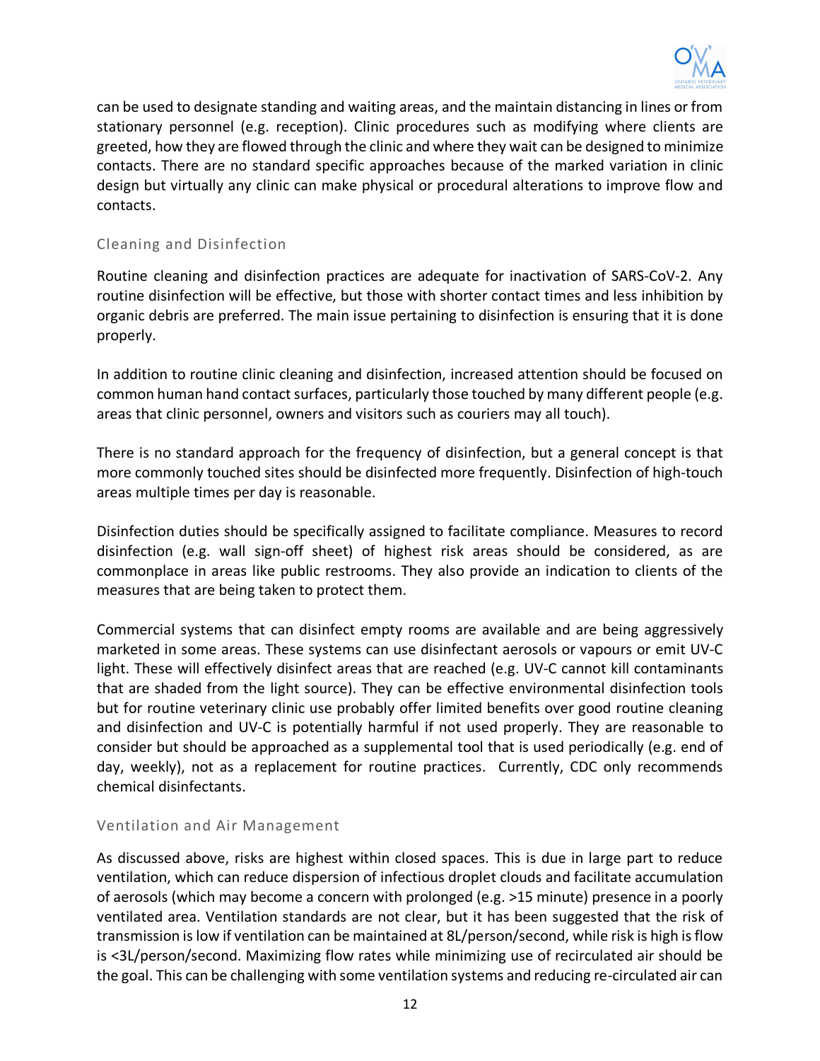can be used to designate standing and waiting areas, and the maintain distancing in lines or from stationary personnel (e.g. reception). Clinic procedures such as modifying where clients are greeted, how they are flowed through the clinic and where they wait can be designed to minimize contacts. There are no standard specific approaches because of the marked variation in clinic design but virtually any clinic can make physical or procedural alterations to improve flow and contacts.

### Cleaning and Disinfection

Routine cleaning and disinfection practices are adequate for inactivation of SARS-CoV-2. Any routine disinfection will be effective, but those with shorter contact times and less inhibition by organic debris are preferred. The main issue pertaining to disinfection is ensuring that it is done properly.

In addition to routine clinic cleaning and disinfection, increased attention should be focused on common human hand contact surfaces, particularly those touched by many different people (e.g. areas that clinic personnel, owners and visitors such as couriers may all touch).

There is no standard approach for the frequency of disinfection, but a general concept is that more commonly touched sites should be disinfected more frequently. Disinfection of high-touch areas multiple times per day is reasonable.

Disinfection duties should be specifically assigned to facilitate compliance. Measures to record disinfection (e.g. wall sign-off sheet) of highest risk areas should be considered, as are commonplace in areas like public restrooms. They also provide an indication to clients of the measures that are being taken to protect them.

Commercial systems that can disinfect empty rooms are available and are being aggressively marketed in some areas. These systems can use disinfectant aerosols or vapours or emit UV-C light. These will effectively disinfect areas that are reached (e.g. UV-C cannot kill contaminants that are shaded from the light source). They can be effective environmental disinfection tools but for routine veterinary clinic use probably offer limited benefits over good routine cleaning and disinfection and UV-C is potentially harmful if not used properly. They are reasonable to consider but should be approached as a supplemental tool that is used periodically (e.g. end of day, weekly), not as a replacement for routine practices. Currently, CDC only recommends chemical disinfectants.

### Ventilation and Air Management

As discussed above, risks are highest within closed spaces. This is due in large part to reduce ventilation, which can reduce dispersion of infectious droplet clouds and facilitate accumulation of aerosols (which may become a concern with prolonged (e.g. >15 minute) presence in a poorly ventilated area. Ventilation standards are not clear, but it has been suggested that the risk of transmission is low if ventilation can be maintained at 8L/person/second, while risk is high is flow is <3L/person/second. Maximizing flow rates while minimizing use of recirculated air should be the goal. This can be challenging with some ventilation systems and reducing re-circulated air can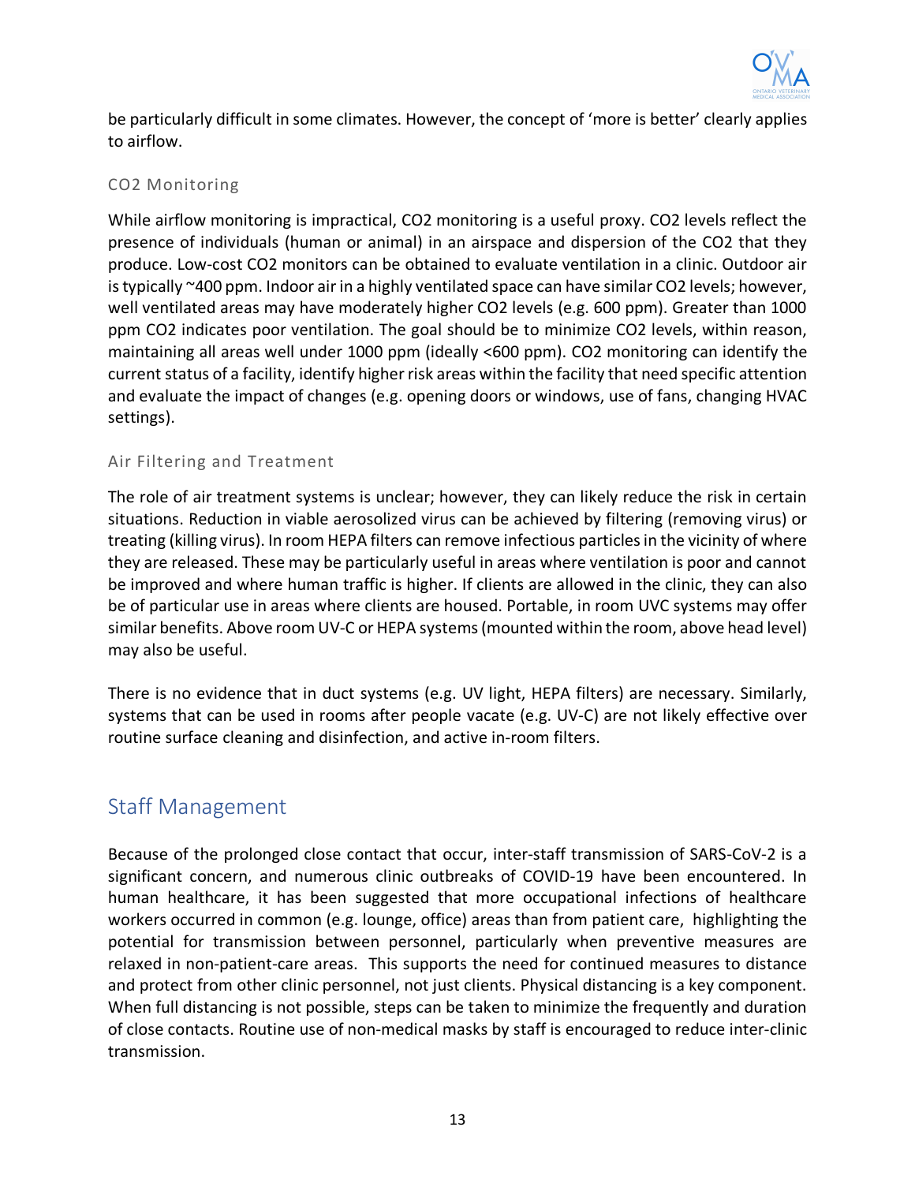be particularly difficult in some climates. However, the concept of 'more is better' clearly applies to airflow.

### $CO_2$ Monitoring

While airflow monitoring is impractical, $CO_2$ monitoring is a useful proxy. $CO_2$ levels reflect the presence of individuals (human or animal) in an airspace and dispersion of the $CO_2$ that they produce. Low-cost $CO_2$ monitors can be obtained to evaluate ventilation in a clinic. Outdoor air is typically ~400 ppm. Indoor air in a highly ventilated space can have similar $CO_2$ levels; however, well ventilated areas may have moderately higher $CO_2$ levels (e.g. 600 ppm). Greater than 1000 ppm $CO_2$ indicates poor ventilation. The goal should be to minimize $CO_2$ levels, within reason, maintaining all areas well under 1000 ppm (ideally <600 ppm). $CO_2$ monitoring can identify the current status of a facility, identify higher risk areas within the facility that need specific attention and evaluate the impact of changes (e.g. opening doors or windows, use of fans, changing HVAC settings).

### Air Filtering and Treatment

The role of air treatment systems is unclear; however, they can likely reduce the risk in certain situations. Reduction in viable aerosolized virus can be achieved by filtering (removing virus) or treating (killing virus). In room HEPA filters can remove infectious particles in the vicinity of where they are released. These may be particularly useful in areas where ventilation is poor and cannot be improved and where human traffic is higher. If clients are allowed in the clinic, they can also be of particular use in areas where clients are housed. Portable, in room UVC systems may offer similar benefits. Above room UV-C or HEPA systems (mounted within the room, above head level) may also be useful.

There is no evidence that in duct systems (e.g. UV light, HEPA filters) are necessary. Similarly, systems that can be used in rooms after people vacate (e.g. UV-C) are not likely effective over routine surface cleaning and disinfection, and active in-room filters.

## Staff Management

Because of the prolonged close contact that occur, inter-staff transmission of SARS-CoV-2 is a significant concern, and numerous clinic outbreaks of COVID-19 have been encountered. In human healthcare, it has been suggested that more occupational infections of healthcare workers occurred in common (e.g. lounge, office) areas than from patient care, highlighting the potential for transmission between personnel, particularly when preventive measures are relaxed in non-patient-care areas. This supports the need for continued measures to distance and protect from other clinic personnel, not just clients. Physical distancing is a key component. When full distancing is not possible, steps can be taken to minimize the frequently and duration of close contacts. Routine use of non-medical masks by staff is encouraged to reduce inter-clinic transmission.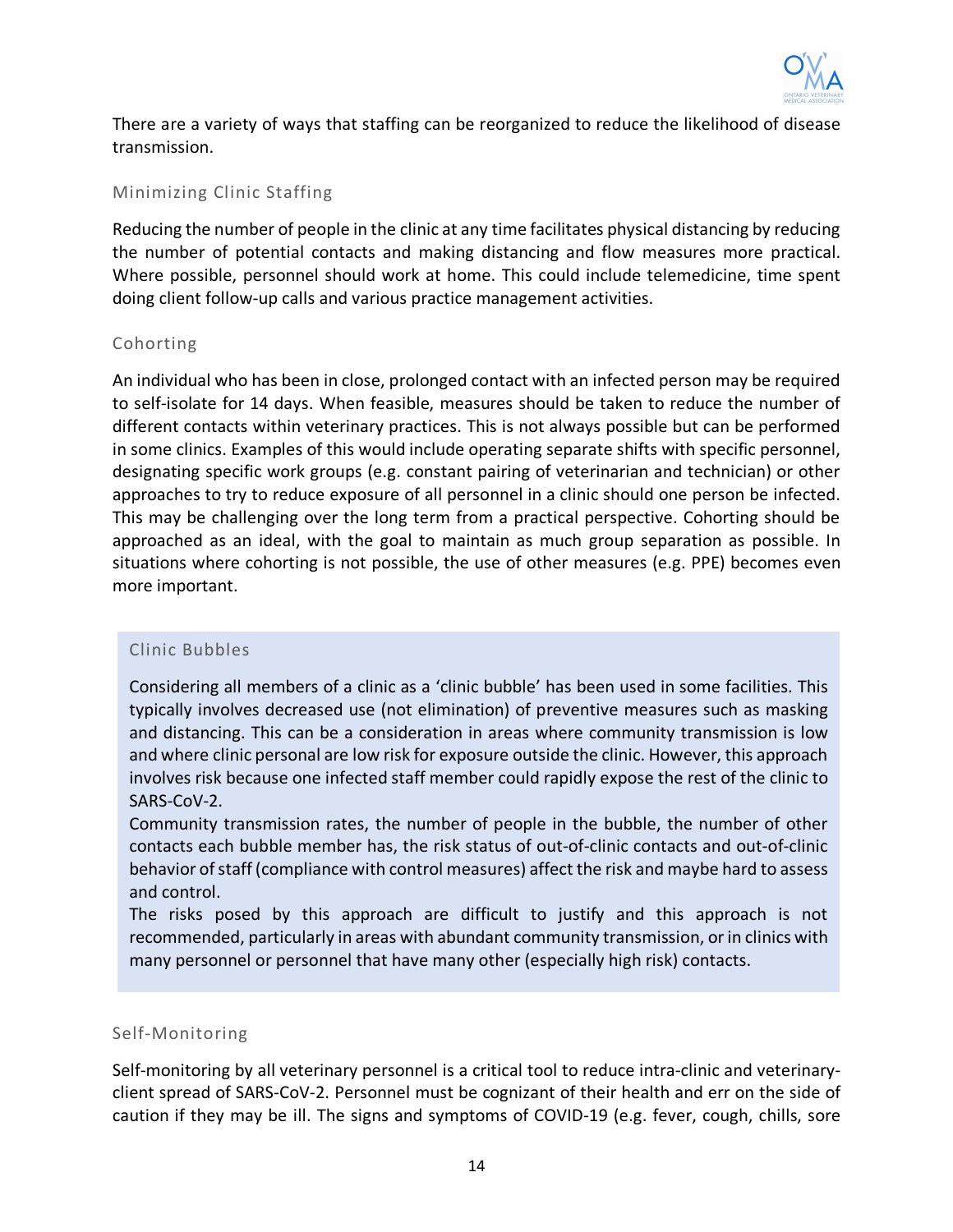There are a variety of ways that staffing can be reorganized to reduce the likelihood of disease transmission.

### Minimizing Clinic Staffing

Reducing the number of people in the clinic at any time facilitates physical distancing by reducing the number of potential contacts and making distancing and flow measures more practical. Where possible, personnel should work at home. This could include telemedicine, time spent doing client follow-up calls and various practice management activities.

### Cohorting

An individual who has been in close, prolonged contact with an infected person may be required to self-isolate for 14 days. When feasible, measures should be taken to reduce the number of different contacts within veterinary practices. This is not always possible but can be performed in some clinics. Examples of this would include operating separate shifts with specific personnel, designating specific work groups (e.g. constant pairing of veterinarian and technician) or other approaches to try to reduce exposure of all personnel in a clinic should one person be infected. This may be challenging over the long term from a practical perspective. Cohorting should be approached as an ideal, with the goal to maintain as much group separation as possible. In situations where cohorting is not possible, the use of other measures (e.g. PPE) becomes even more important.

#### Clinic Bubbles

Considering all members of a clinic as a 'clinic bubble' has been used in some facilities. This typically involves decreased use (not elimination) of preventive measures such as masking and distancing. This can be a consideration in areas where community transmission is low and where clinic personal are low risk for exposure outside the clinic. However, this approach involves risk because one infected staff member could rapidly expose the rest of the clinic to SARS-CoV-2.

Community transmission rates, the number of people in the bubble, the number of other contacts each bubble member has, the risk status of out-of-clinic contacts and out-of-clinic behavior of staff (compliance with control measures) affect the risk and maybe hard to assess and control.

The risks posed by this approach are difficult to justify and this approach is not recommended, particularly in areas with abundant community transmission, or in clinics with many personnel or personnel that have many other (especially high risk) contacts.

### Self-Monitoring

Self-monitoring by all veterinary personnel is a critical tool to reduce intra-clinic and veterinary-client spread of SARS-CoV-2. Personnel must be cognizant of their health and err on the side of caution if they may be ill. The signs and symptoms of COVID-19 (e.g. fever, cough, chills, sore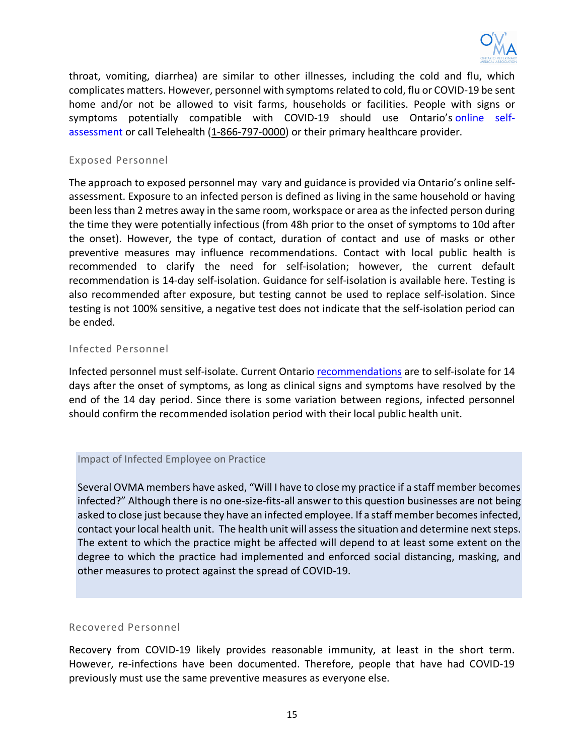throat, vomiting, diarrhea) are similar to other illnesses, including the cold and flu, which complicates matters. However, personnel with symptoms related to cold, flu or COVID-19 be sent home and/or not be allowed to visit farms, households or facilities. People with signs or symptoms potentially compatible with COVID-19 should use Ontario's online self-assessment or call Telehealth (1-866-797-0000) or their primary healthcare provider.

### Exposed Personnel

The approach to exposed personnel may vary and guidance is provided via Ontario's online self-assessment. Exposure to an infected person is defined as living in the same household or having been less than 2 metres away in the same room, workspace or area as the infected person during the time they were potentially infectious (from 48h prior to the onset of symptoms to 10d after the onset). However, the type of contact, duration of contact and use of masks or other preventive measures may influence recommendations. Contact with local public health is recommended to clarify the need for self-isolation; however, the current default recommendation is 14-day self-isolation. Guidance for self-isolation is available here. Testing is also recommended after exposure, but testing cannot be used to replace self-isolation. Since testing is not 100% sensitive, a negative test does not indicate that the self-isolation period can be ended.

### Infected Personnel

Infected personnel must self-isolate. Current Ontario recommendations are to self-isolate for 14 days after the onset of symptoms, as long as clinical signs and symptoms have resolved by the end of the 14 day period. Since there is some variation between regions, infected personnel should confirm the recommended isolation period with their local public health unit.

### Impact of Infected Employee on Practice

Several OVMA members have asked, "Will I have to close my practice if a staff member becomes infected?" Although there is no one-size-fits-all answer to this question businesses are not being asked to close just because they have an infected employee. If a staff member becomes infected, contact your local health unit. The health unit will assess the situation and determine next steps. The extent to which the practice might be affected will depend to at least some extent on the degree to which the practice had implemented and enforced social distancing, masking, and other measures to protect against the spread of COVID-19.

### Recovered Personnel

Recovery from COVID-19 likely provides reasonable immunity, at least in the short term. However, re-infections have been documented. Therefore, people that have had COVID-19 previously must use the same preventive measures as everyone else.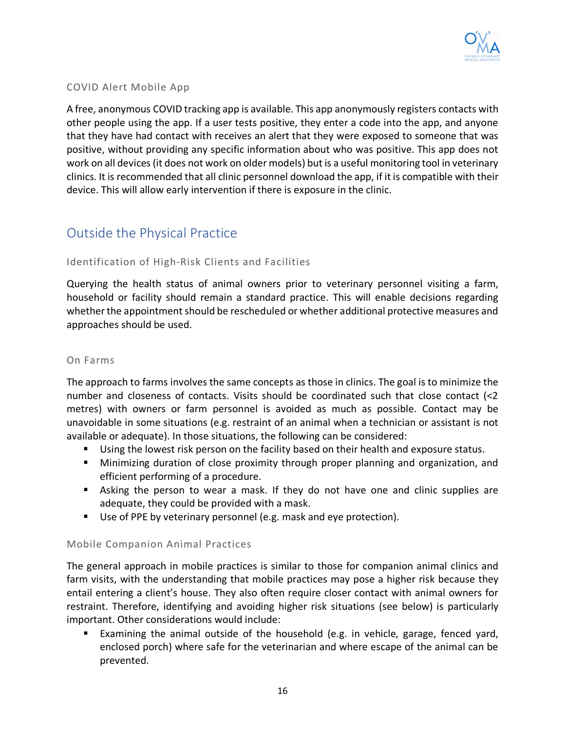### COVID Alert Mobile App

A free, anonymous COVID tracking app is available. This app anonymously registers contacts with other people using the app. If a user tests positive, they enter a code into the app, and anyone that they have had contact with receives an alert that they were exposed to someone that was positive, without providing any specific information about who was positive. This app does not work on all devices (it does not work on older models) but is a useful monitoring tool in veterinary clinics. It is recommended that all clinic personnel download the app, if it is compatible with their device. This will allow early intervention if there is exposure in the clinic.

## Outside the Physical Practice

### Identification of High-Risk Clients and Facilities

Querying the health status of animal owners prior to veterinary personnel visiting a farm, household or facility should remain a standard practice. This will enable decisions regarding whether the appointment should be rescheduled or whether additional protective measures and approaches should be used.

### On Farms

The approach to farms involves the same concepts as those in clinics. The goal is to minimize the number and closeness of contacts. Visits should be coordinated such that close contact (<2 metres) with owners or farm personnel is avoided as much as possible. Contact may be unavoidable in some situations (e.g. restraint of an animal when a technician or assistant is not available or adequate). In those situations, the following can be considered:

- Using the lowest risk person on the facility based on their health and exposure status.
- Minimizing duration of close proximity through proper planning and organization, and efficient performing of a procedure.
- Asking the person to wear a mask. If they do not have one and clinic supplies are adequate, they could be provided with a mask.
- Use of PPE by veterinary personnel (e.g. mask and eye protection).

### Mobile Companion Animal Practices

The general approach in mobile practices is similar to those for companion animal clinics and farm visits, with the understanding that mobile practices may pose a higher risk because they entail entering a client's house. They also often require closer contact with animal owners for restraint. Therefore, identifying and avoiding higher risk situations (see below) is particularly important. Other considerations would include:

- Examining the animal outside of the household (e.g. in vehicle, garage, fenced yard, enclosed porch) where safe for the veterinarian and where escape of the animal can be prevented.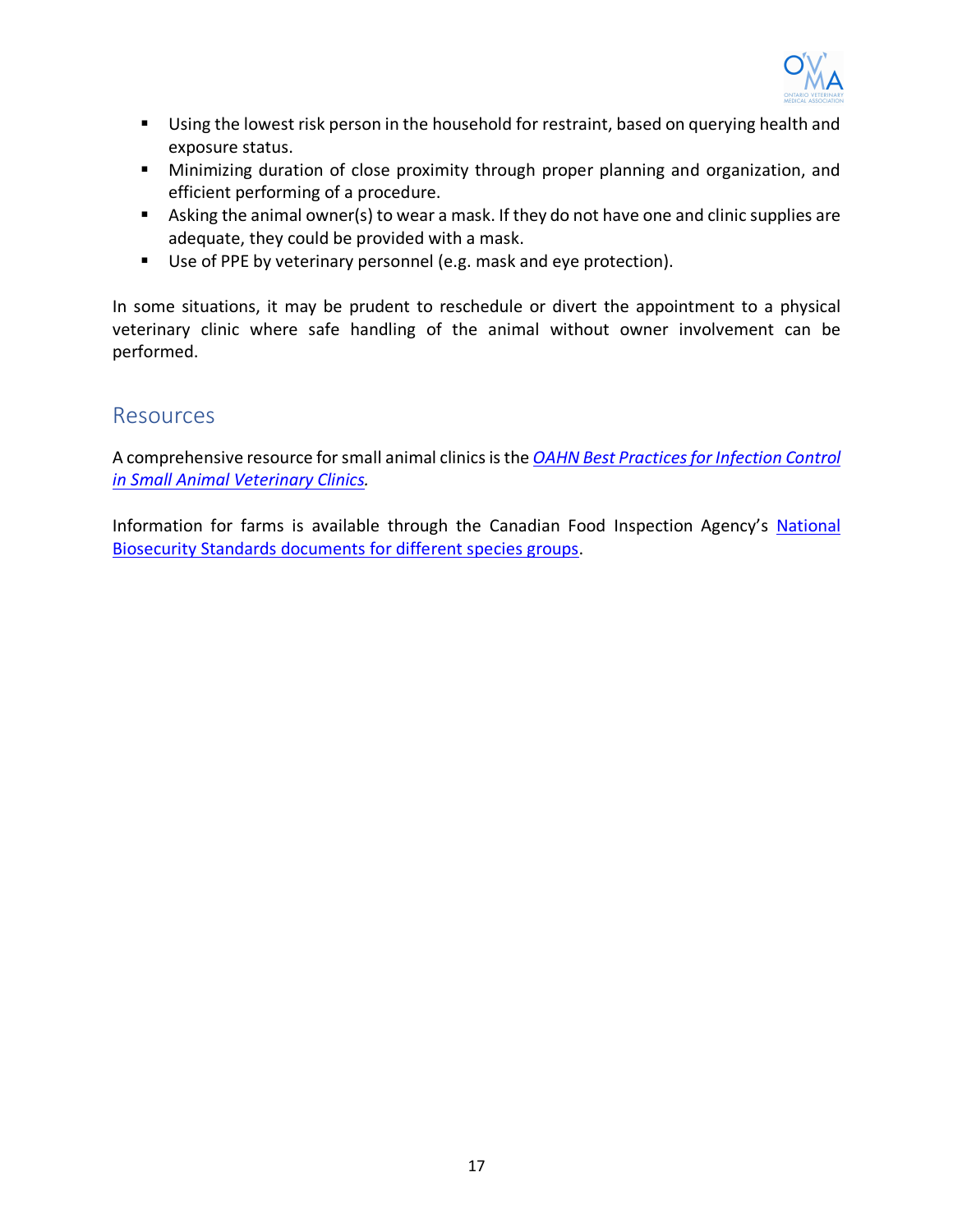- Using the lowest risk person in the household for restraint, based on querying health and exposure status.
- Minimizing duration of close proximity through proper planning and organization, and efficient performing of a procedure.
- Asking the animal owner(s) to wear a mask. If they do not have one and clinic supplies are adequate, they could be provided with a mask.
- Use of PPE by veterinary personnel (e.g. mask and eye protection).

In some situations, it may be prudent to reschedule or divert the appointment to a physical veterinary clinic where safe handling of the animal without owner involvement can be performed.

## Resources

A comprehensive resource for small animal clinics is the *OAHN Best Practices for Infection Control in Small Animal Veterinary Clinics.*

Information for farms is available through the Canadian Food Inspection Agency's National Biosecurity Standards documents for different species groups.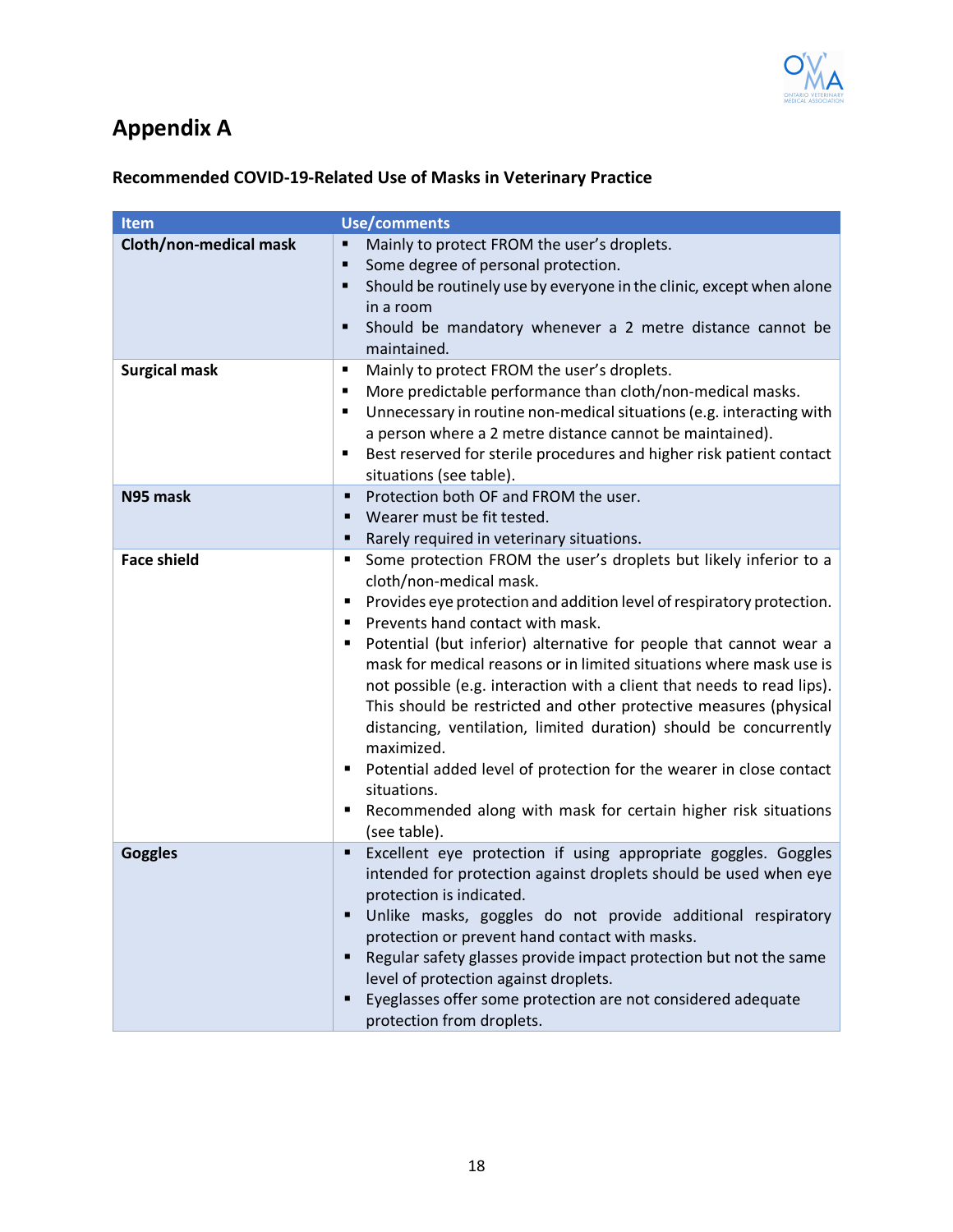# Appendix A

### Recommended COVID-19-Related Use of Masks in Veterinary Practice

| Item | Use/comments |
| --- | --- |
| **Cloth/non-medical mask** | ▪ Mainly to protect FROM the user's droplets.<br>▪ Some degree of personal protection.<br>▪ Should be routinely use by everyone in the clinic, except when alone in a room<br>▪ Should be mandatory whenever a 2 metre distance cannot be maintained. |
| **Surgical mask** | ▪ Mainly to protect FROM the user's droplets.<br>▪ More predictable performance than cloth/non-medical masks.<br>▪ Unnecessary in routine non-medical situations (e.g. interacting with a person where a 2 metre distance cannot be maintained).<br>▪ Best reserved for sterile procedures and higher risk patient contact situations (see table). |
| **N95 mask** | ▪ Protection both OF and FROM the user.<br>▪ Wearer must be fit tested.<br>▪ Rarely required in veterinary situations. |
| **Face shield** | ▪ Some protection FROM the user's droplets but likely inferior to a cloth/non-medical mask.<br>▪ Provides eye protection and addition level of respiratory protection.<br>▪ Prevents hand contact with mask.<br>▪ Potential (but inferior) alternative for people that cannot wear a mask for medical reasons or in limited situations where mask use is not possible (e.g. interaction with a client that needs to read lips). This should be restricted and other protective measures (physical distancing, ventilation, limited duration) should be concurrently maximized.<br>▪ Potential added level of protection for the wearer in close contact situations.<br>▪ Recommended along with mask for certain higher risk situations (see table). |
| **Goggles** | ▪ Excellent eye protection if using appropriate goggles. Goggles intended for protection against droplets should be used when eye protection is indicated.<br>▪ Unlike masks, goggles do not provide additional respiratory protection or prevent hand contact with masks.<br>▪ Regular safety glasses provide impact protection but not the same level of protection against droplets.<br>▪ Eyeglasses offer some protection are not considered adequate protection from droplets. |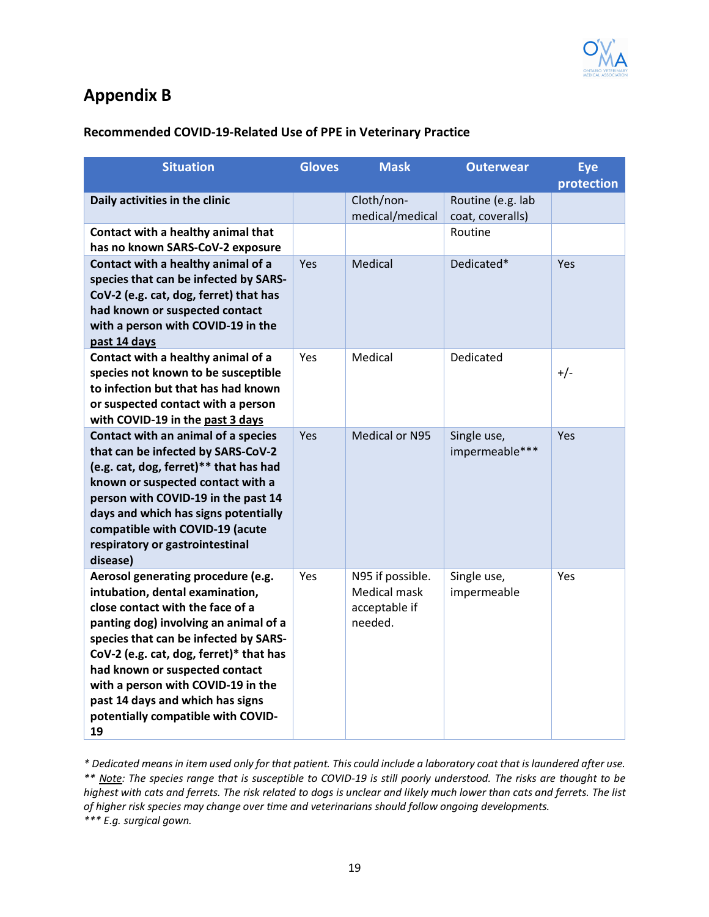## Appendix B

**Recommended COVID-19-Related Use of PPE in Veterinary Practice**

| Situation | Gloves | Mask | Outerwear | Eye protection |
|---|---|---|---|---|
| **Daily activities in the clinic** | | Cloth/non-medical/medical | Routine (e.g. lab coat, coveralls) | |
| **Contact with a healthy animal that has no known SARS-CoV-2 exposure** | | | Routine | |
| **Contact with a healthy animal of a species that can be infected by SARS-CoV-2 (e.g. cat, dog, ferret) that has had known or suspected contact with a person with COVID-19 in the past 14 days** | Yes | Medical | Dedicated* | Yes |
| **Contact with a healthy animal of a species not known to be susceptible to infection but that has had known or suspected contact with a person with COVID-19 in the past 3 days** | Yes | Medical | Dedicated | +/- |
| **Contact with an animal of a species that can be infected by SARS-CoV-2 (e.g. cat, dog, ferret)** ** **that has had known or suspected contact with a person with COVID-19 in the past 14 days and which has signs potentially compatible with COVID-19 (acute respiratory or gastrointestinal disease)** | Yes | Medical or N95 | Single use, impermeable*** | Yes |
| **Aerosol generating procedure (e.g. intubation, dental examination, close contact with the face of a panting dog) involving an animal of a species that can be infected by SARS-CoV-2 (e.g. cat, dog, ferret)* that has had known or suspected contact with a person with COVID-19 in the past 14 days and which has signs potentially compatible with COVID-19** | Yes | N95 if possible. Medical mask acceptable if needed. | Single use, impermeable | Yes |

*\* Dedicated means in item used only for that patient. This could include a laboratory coat that is laundered after use.*
*\*\* Note: The species range that is susceptible to COVID-19 is still poorly understood. The risks are thought to be highest with cats and ferrets. The risk related to dogs is unclear and likely much lower than cats and ferrets. The list of higher risk species may change over time and veterinarians should follow ongoing developments.*
*\*\*\* E.g. surgical gown.*